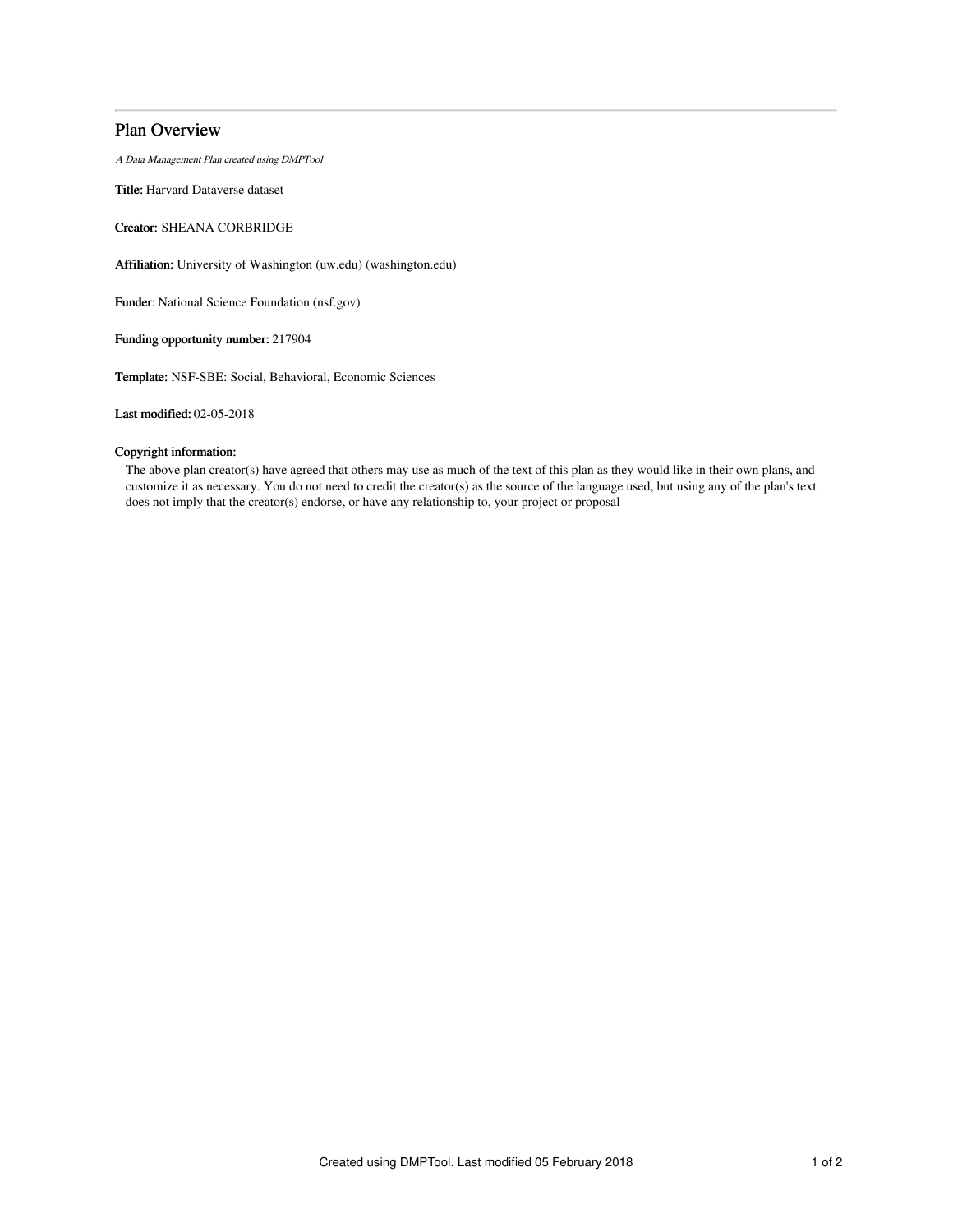# Plan Overview

*A Data Management Plan created using DMPTool*

**Title:** Harvard Dataverse dataset

**Creator:** SHEANA CORBRIDGE

**Affiliation:** University of Washington (uw.edu) (washington.edu)

**Funder:** National Science Foundation (nsf.gov)

**Funding opportunity number:** 217904

**Template:** NSF-SBE: Social, Behavioral, Economic Sciences

**Last modified:** 02-05-2018

**Copyright information:**

The above plan creator(s) have agreed that others may use as much of the text of this plan as they would like in their own plans, and customize it as necessary. You do not need to credit the creator(s) as the source of the language used, but using any of the plan's text does not imply that the creator(s) endorse, or have any relationship to, your project or proposal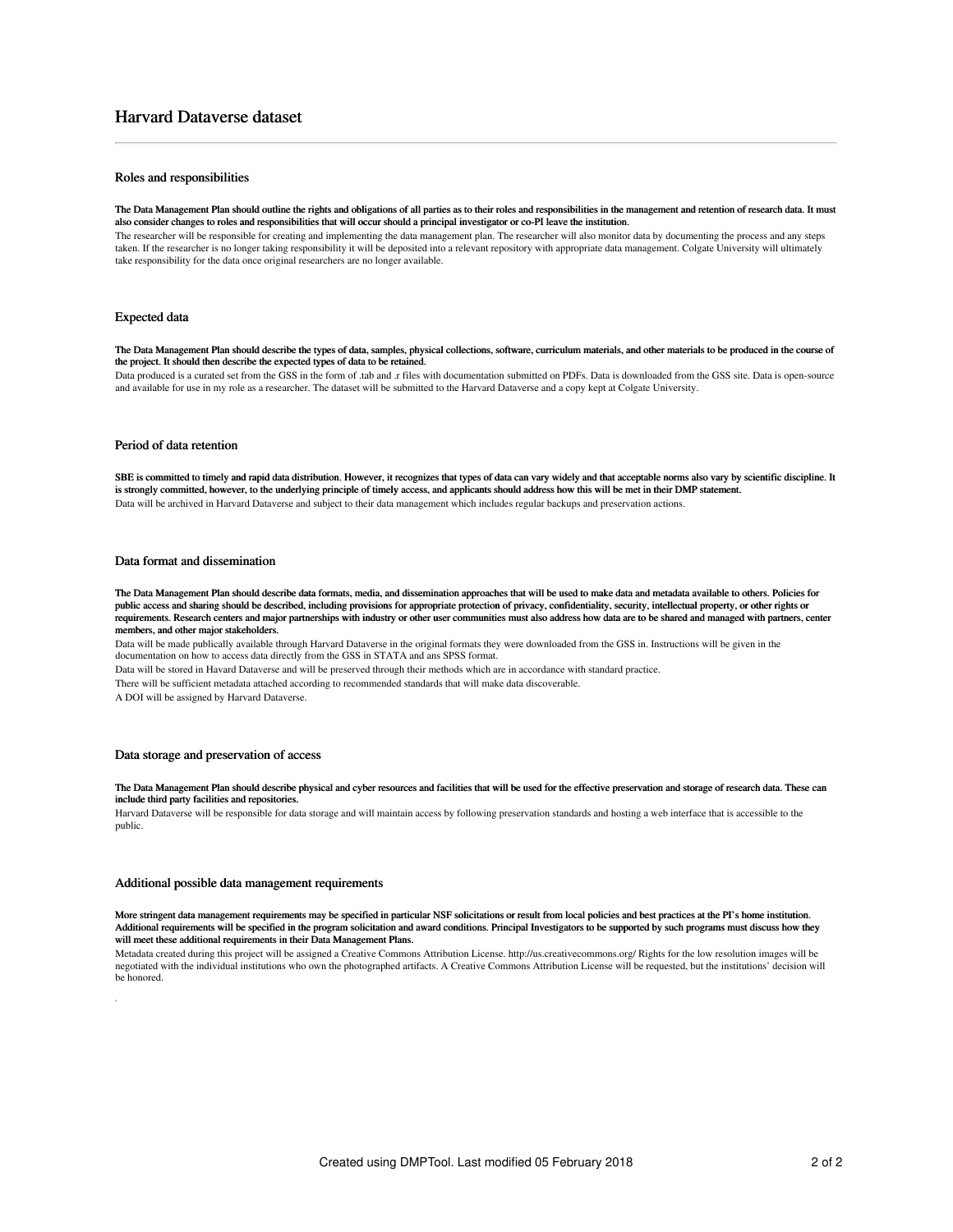# Harvard Dataverse dataset

## Roles and responsibilities

**The Data Management Plan should outline the rights and obligations of all parties as to their roles and responsibilities in the management and retention of research data. It must also consider changes to roles and responsibilities that will occur should a principal investigator or co-PI leave the institution.**

The researcher will be responsible for creating and implementing the data management plan. The researcher will also monitor data by documenting the process and any steps taken. If the researcher is no longer taking responsibility it will be deposited into a relevant repository with appropriate data management. Colgate University will ultimately take responsibility for the data once original researchers are no longer available.

## Expected data

**The Data Management Plan should describe the types of data, samples, physical collections, software, curriculum materials, and other materials to be produced in the course of the project. It should then describe the expected types of data to be retained.**

Data produced is a curated set from the GSS in the form of .tab and .r files with documentation submitted on PDFs. Data is downloaded from the GSS site. Data is open-source and available for use in my role as a researcher. The dataset will be submitted to the Harvard Dataverse and a copy kept at Colgate University.

## Period of data retention

**SBE is committed to timely and rapid data distribution. However, it recognizes that types of data can vary widely and that acceptable norms also vary by scientific discipline. It is strongly committed, however, to the underlying principle of timely access, and applicants should address how this will be met in their DMP statement.**

Data will be archived in Harvard Dataverse and subject to their data management which includes regular backups and preservation actions.

## Data format and dissemination

**The Data Management Plan should describe data formats, media, and dissemination approaches that will be used to make data and metadata available to others. Policies for public access and sharing should be described, including provisions for appropriate protection of privacy, confidentiality, security, intellectual property, or other rights or requirements. Research centers and major partnerships with industry or other user communities must also address how data are to be shared and managed with partners, center members, and other major stakeholders.**

Data will be made publically available through Harvard Dataverse in the original formats they were downloaded from the GSS in. Instructions will be given in the documentation on how to access data directly from the GSS in STATA and ans SPSS format.

Data will be stored in Havard Dataverse and will be preserved through their methods which are in accordance with standard practice.

There will be sufficient metadata attached according to recommended standards that will make data discoverable.

A DOI will be assigned by Harvard Dataverse.

## Data storage and preservation of access

**The Data Management Plan should describe physical and cyber resources and facilities that will be used for the effective preservation and storage of research data. These can include third party facilities and repositories.**

Harvard Dataverse will be responsible for data storage and will maintain access by following preservation standards and hosting a web interface that is accessible to the public.

## Additional possible data management requirements

**More stringent data management requirements may be specified in particular NSF solicitations or result from local policies and best practices at the PI's home institution. Additional requirements will be specified in the program solicitation and award conditions. Principal Investigators to be supported by such programs must discuss how they will meet these additional requirements in their Data Management Plans.**

Metadata created during this project will be assigned a Creative Commons Attribution License. http://us.creativecommons.org/ Rights for the low resolution images will be negotiated with the individual institutions who own the photographed artifacts. A Creative Commons Attribution License will be requested, but the institutions' decision will be honored.

Created using DMPTool. Last modified 05 February 2018